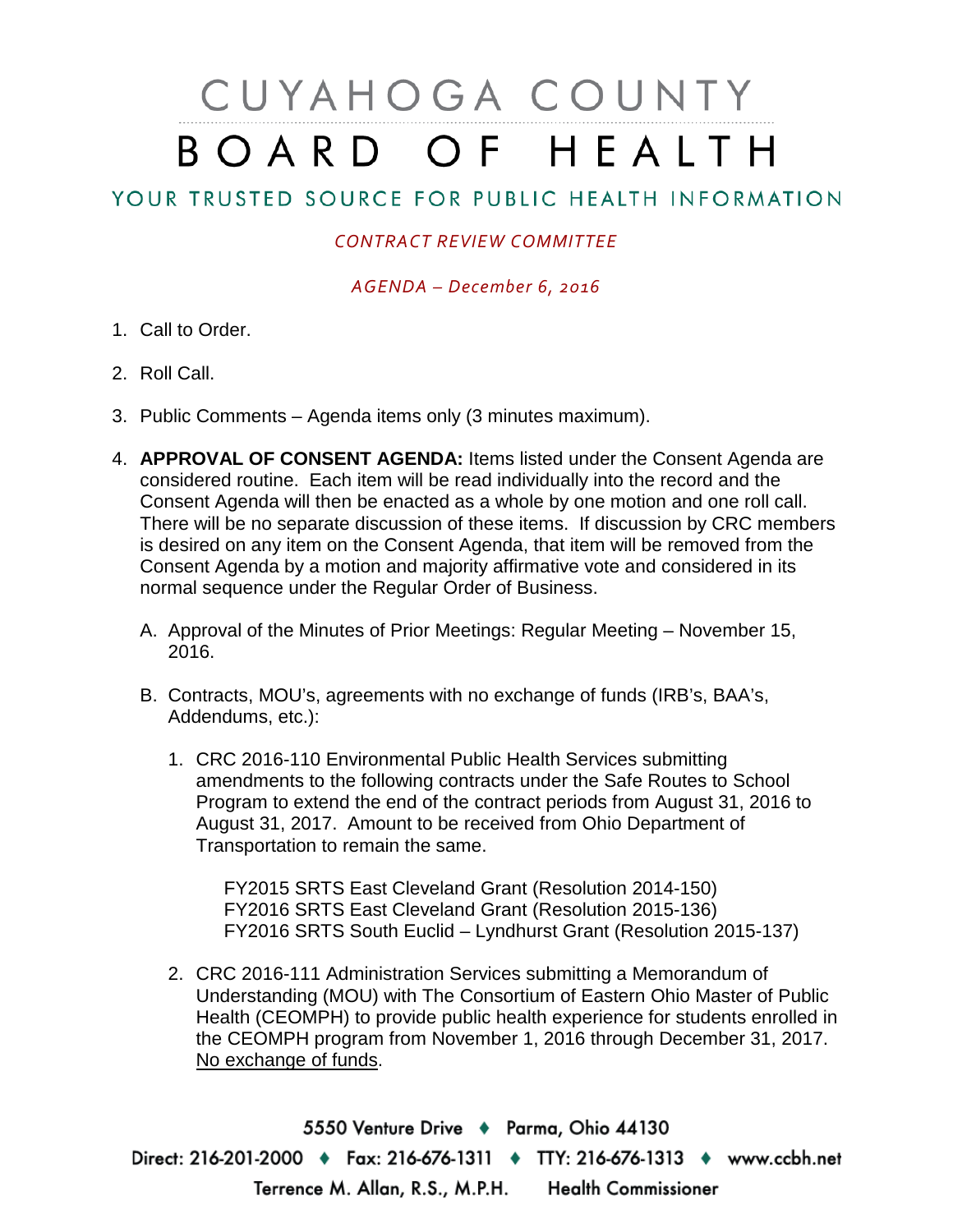# CUYAHOGA COUNTY
# BOARD OF HEALTH

## YOUR TRUSTED SOURCE FOR PUBLIC HEALTH INFORMATION

*CONTRACT REVIEW COMMITTEE*

*AGENDA – December 6, 2016*

1. Call to Order.

2. Roll Call.

3. Public Comments – Agenda items only (3 minutes maximum).

4. **APPROVAL OF CONSENT AGENDA:** Items listed under the Consent Agenda are considered routine. Each item will be read individually into the record and the Consent Agenda will then be enacted as a whole by one motion and one roll call. There will be no separate discussion of these items. If discussion by CRC members is desired on any item on the Consent Agenda, that item will be removed from the Consent Agenda by a motion and majority affirmative vote and considered in its normal sequence under the Regular Order of Business.

   A. Approval of the Minutes of Prior Meetings: Regular Meeting – November 15, 2016.

   B. Contracts, MOU's, agreements with no exchange of funds (IRB's, BAA's, Addendums, etc.):

      1. CRC 2016-110 Environmental Public Health Services submitting amendments to the following contracts under the Safe Routes to School Program to extend the end of the contract periods from August 31, 2016 to August 31, 2017. Amount to be received from Ohio Department of Transportation to remain the same.

         FY2015 SRTS East Cleveland Grant (Resolution 2014-150)
         FY2016 SRTS East Cleveland Grant (Resolution 2015-136)
         FY2016 SRTS South Euclid – Lyndhurst Grant (Resolution 2015-137)

      2. CRC 2016-111 Administration Services submitting a Memorandum of Understanding (MOU) with The Consortium of Eastern Ohio Master of Public Health (CEOMPH) to provide public health experience for students enrolled in the CEOMPH program from November 1, 2016 through December 31, 2017. <u>No exchange of funds</u>.

5550 Venture Drive ♦ Parma, Ohio 44130
Direct: 216-201-2000 ♦ Fax: 216-676-1311 ♦ TTY: 216-676-1313 ♦ www.ccbh.net
Terrence M. Allan, R.S., M.P.H. Health Commissioner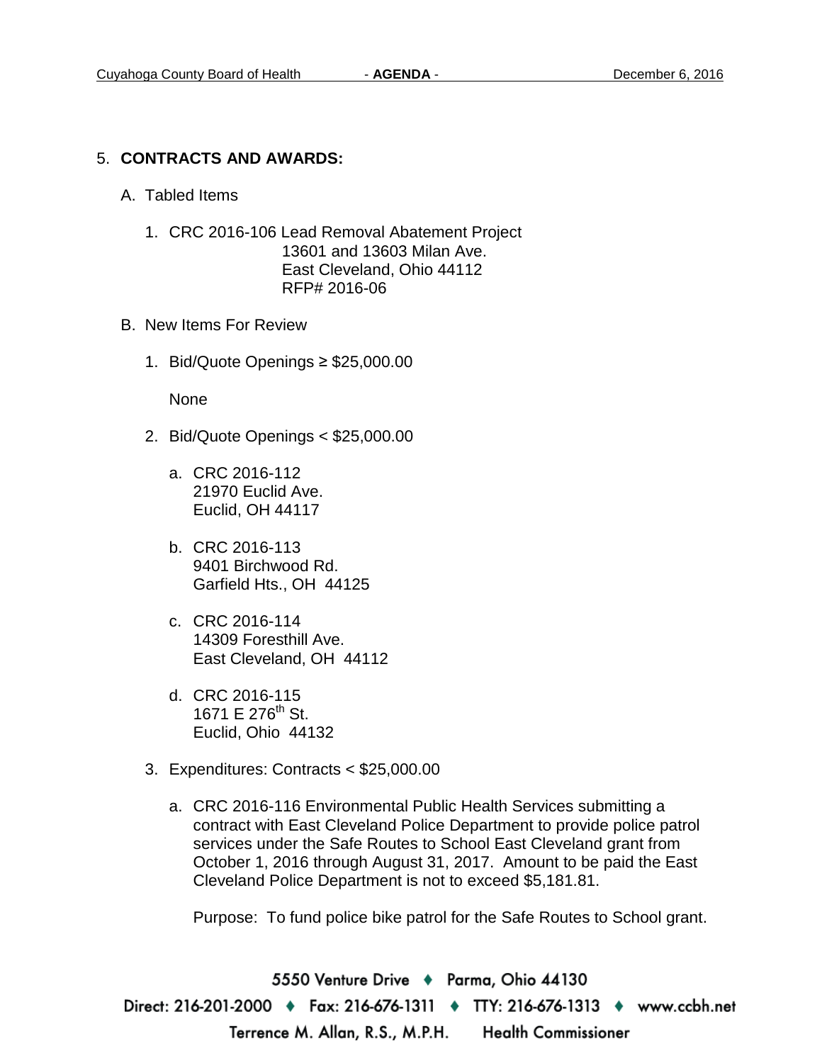5. **CONTRACTS AND AWARDS:**

   A. Tabled Items

      1. CRC 2016-106 Lead Removal Abatement Project
         13601 and 13603 Milan Ave.
         East Cleveland, Ohio 44112
         RFP# 2016-06

   B. New Items For Review

      1. Bid/Quote Openings ≥ $25,000.00

         None

      2. Bid/Quote Openings < $25,000.00

         a. CRC 2016-112
            21970 Euclid Ave.
            Euclid, OH 44117

         b. CRC 2016-113
            9401 Birchwood Rd.
            Garfield Hts., OH 44125

         c. CRC 2016-114
            14309 Foresthill Ave.
            East Cleveland, OH 44112

         d. CRC 2016-115
            1671 E 276th St.
            Euclid, Ohio 44132

      3. Expenditures: Contracts < $25,000.00

         a. CRC 2016-116 Environmental Public Health Services submitting a contract with East Cleveland Police Department to provide police patrol services under the Safe Routes to School East Cleveland grant from October 1, 2016 through August 31, 2017. Amount to be paid the East Cleveland Police Department is not to exceed $5,181.81.

            Purpose: To fund police bike patrol for the Safe Routes to School grant.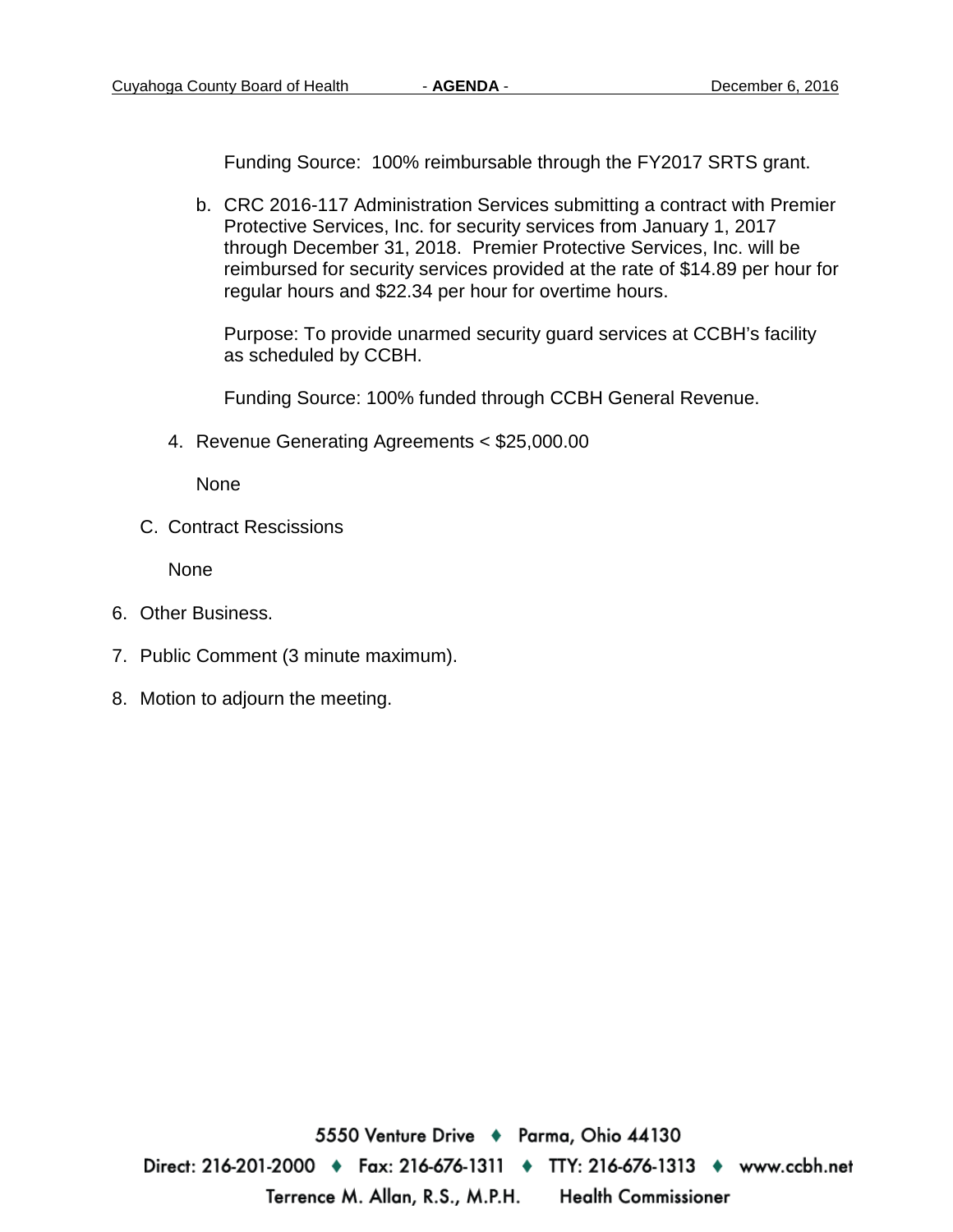Funding Source: 100% reimbursable through the FY2017 SRTS grant.

b. CRC 2016-117 Administration Services submitting a contract with Premier Protective Services, Inc. for security services from January 1, 2017 through December 31, 2018. Premier Protective Services, Inc. will be reimbursed for security services provided at the rate of $14.89 per hour for regular hours and $22.34 per hour for overtime hours.

   Purpose: To provide unarmed security guard services at CCBH's facility as scheduled by CCBH.

   Funding Source: 100% funded through CCBH General Revenue.

4. Revenue Generating Agreements < $25,000.00

   None

C. Contract Rescissions

   None

6. Other Business.

7. Public Comment (3 minute maximum).

8. Motion to adjourn the meeting.